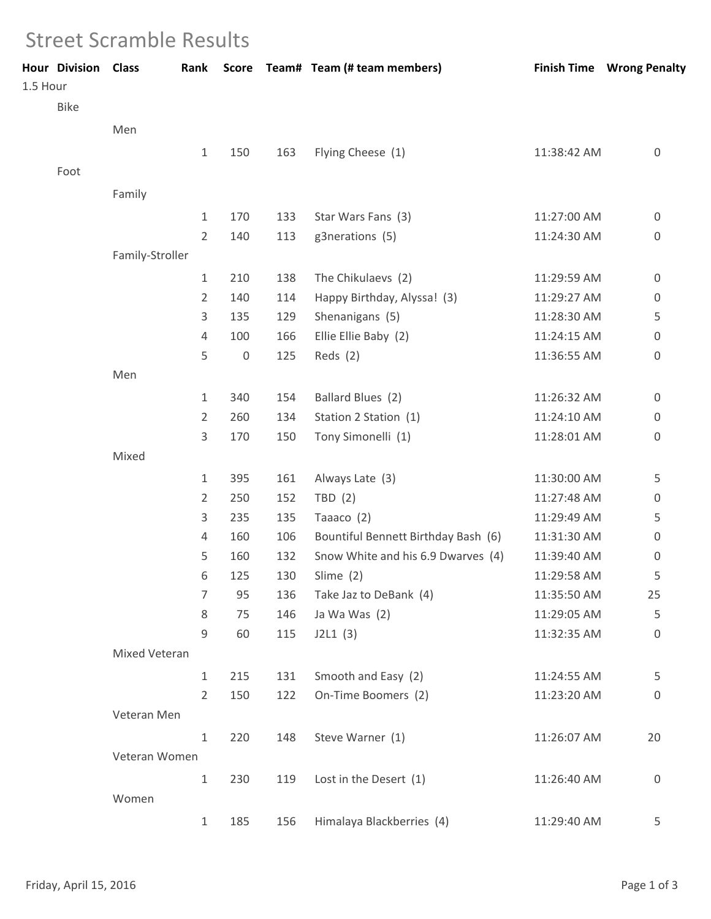# Street Scramble Results

| Hour | Division | Class | Rank | Score | Team# | Team (# team members) | Finish Time | Wrong Penalty |
|---|---|---|---|---|---|---|---|---|
| 1.5 Hour | | | | | | | | |
| | Bike | | | | | | | |
| | | Men | | | | | | |
| | | | 1 | 150 | 163 | Flying Cheese (1) | 11:38:42 AM | 0 |
| | Foot | | | | | | | |
| | | Family | | | | | | |
| | | | 1 | 170 | 133 | Star Wars Fans (3) | 11:27:00 AM | 0 |
| | | | 2 | 140 | 113 | g3nerations (5) | 11:24:30 AM | 0 |
| | | Family-Stroller | | | | | | |
| | | | 1 | 210 | 138 | The Chikulaevs (2) | 11:29:59 AM | 0 |
| | | | 2 | 140 | 114 | Happy Birthday, Alyssa! (3) | 11:29:27 AM | 0 |
| | | | 3 | 135 | 129 | Shenanigans (5) | 11:28:30 AM | 5 |
| | | | 4 | 100 | 166 | Ellie Ellie Baby (2) | 11:24:15 AM | 0 |
| | | | 5 | 0 | 125 | Reds (2) | 11:36:55 AM | 0 |
| | | Men | | | | | | |
| | | | 1 | 340 | 154 | Ballard Blues (2) | 11:26:32 AM | 0 |
| | | | 2 | 260 | 134 | Station 2 Station (1) | 11:24:10 AM | 0 |
| | | | 3 | 170 | 150 | Tony Simonelli (1) | 11:28:01 AM | 0 |
| | | Mixed | | | | | | |
| | | | 1 | 395 | 161 | Always Late (3) | 11:30:00 AM | 5 |
| | | | 2 | 250 | 152 | TBD (2) | 11:27:48 AM | 0 |
| | | | 3 | 235 | 135 | Taaaco (2) | 11:29:49 AM | 5 |
| | | | 4 | 160 | 106 | Bountiful Bennett Birthday Bash (6) | 11:31:30 AM | 0 |
| | | | 5 | 160 | 132 | Snow White and his 6.9 Dwarves (4) | 11:39:40 AM | 0 |
| | | | 6 | 125 | 130 | Slime (2) | 11:29:58 AM | 5 |
| | | | 7 | 95 | 136 | Take Jaz to DeBank (4) | 11:35:50 AM | 25 |
| | | | 8 | 75 | 146 | Ja Wa Was (2) | 11:29:05 AM | 5 |
| | | | 9 | 60 | 115 | J2L1 (3) | 11:32:35 AM | 0 |
| | | Mixed Veteran | | | | | | |
| | | | 1 | 215 | 131 | Smooth and Easy (2) | 11:24:55 AM | 5 |
| | | | 2 | 150 | 122 | On-Time Boomers (2) | 11:23:20 AM | 0 |
| | | Veteran Men | | | | | | |
| | | | 1 | 220 | 148 | Steve Warner (1) | 11:26:07 AM | 20 |
| | | Veteran Women | | | | | | |
| | | | 1 | 230 | 119 | Lost in the Desert (1) | 11:26:40 AM | 0 |
| | | Women | | | | | | |
| | | | 1 | 185 | 156 | Himalaya Blackberries (4) | 11:29:40 AM | 5 |

Friday, April 15, 2016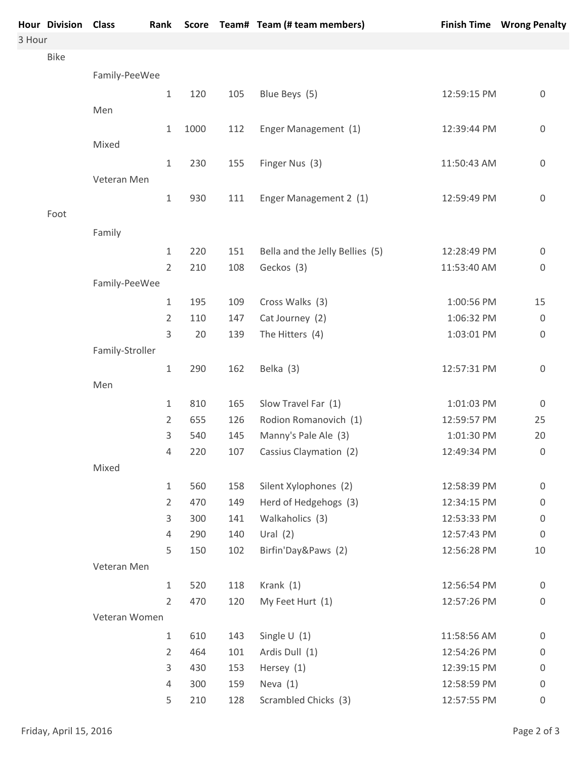| Hour | Division | Class | Rank | Score | Team# | Team (# team members) | Finish Time | Wrong Penalty |
|---|---|---|---|---|---|---|---|---|
| 3 Hour | | | | | | | | |
| | Bike | | | | | | | |
| | | Family-PeeWee | | | | | | |
| | | | 1 | 120 | 105 | Blue Beys (5) | 12:59:15 PM | 0 |
| | | Men | | | | | | |
| | | | 1 | 1000 | 112 | Enger Management (1) | 12:39:44 PM | 0 |
| | | Mixed | | | | | | |
| | | | 1 | 230 | 155 | Finger Nus (3) | 11:50:43 AM | 0 |
| | | Veteran Men | | | | | | |
| | | | 1 | 930 | 111 | Enger Management 2 (1) | 12:59:49 PM | 0 |
| | Foot | | | | | | | |
| | | Family | | | | | | |
| | | | 1 | 220 | 151 | Bella and the Jelly Bellies (5) | 12:28:49 PM | 0 |
| | | | 2 | 210 | 108 | Geckos (3) | 11:53:40 AM | 0 |
| | | Family-PeeWee | | | | | | |
| | | | 1 | 195 | 109 | Cross Walks (3) | 1:00:56 PM | 15 |
| | | | 2 | 110 | 147 | Cat Journey (2) | 1:06:32 PM | 0 |
| | | | 3 | 20 | 139 | The Hitters (4) | 1:03:01 PM | 0 |
| | | Family-Stroller | | | | | | |
| | | | 1 | 290 | 162 | Belka (3) | 12:57:31 PM | 0 |
| | | Men | | | | | | |
| | | | 1 | 810 | 165 | Slow Travel Far (1) | 1:01:03 PM | 0 |
| | | | 2 | 655 | 126 | Rodion Romanovich (1) | 12:59:57 PM | 25 |
| | | | 3 | 540 | 145 | Manny's Pale Ale (3) | 1:01:30 PM | 20 |
| | | | 4 | 220 | 107 | Cassius Claymation (2) | 12:49:34 PM | 0 |
| | | Mixed | | | | | | |
| | | | 1 | 560 | 158 | Silent Xylophones (2) | 12:58:39 PM | 0 |
| | | | 2 | 470 | 149 | Herd of Hedgehogs (3) | 12:34:15 PM | 0 |
| | | | 3 | 300 | 141 | Walkaholics (3) | 12:53:33 PM | 0 |
| | | | 4 | 290 | 140 | Ural (2) | 12:57:43 PM | 0 |
| | | | 5 | 150 | 102 | Birfin'Day&Paws (2) | 12:56:28 PM | 10 |
| | | Veteran Men | | | | | | |
| | | | 1 | 520 | 118 | Krank (1) | 12:56:54 PM | 0 |
| | | | 2 | 470 | 120 | My Feet Hurt (1) | 12:57:26 PM | 0 |
| | | Veteran Women | | | | | | |
| | | | 1 | 610 | 143 | Single U (1) | 11:58:56 AM | 0 |
| | | | 2 | 464 | 101 | Ardis Dull (1) | 12:54:26 PM | 0 |
| | | | 3 | 430 | 153 | Hersey (1) | 12:39:15 PM | 0 |
| | | | 4 | 300 | 159 | Neva (1) | 12:58:59 PM | 0 |
| | | | 5 | 210 | 128 | Scrambled Chicks (3) | 12:57:55 PM | 0 |

Friday, April 15, 2016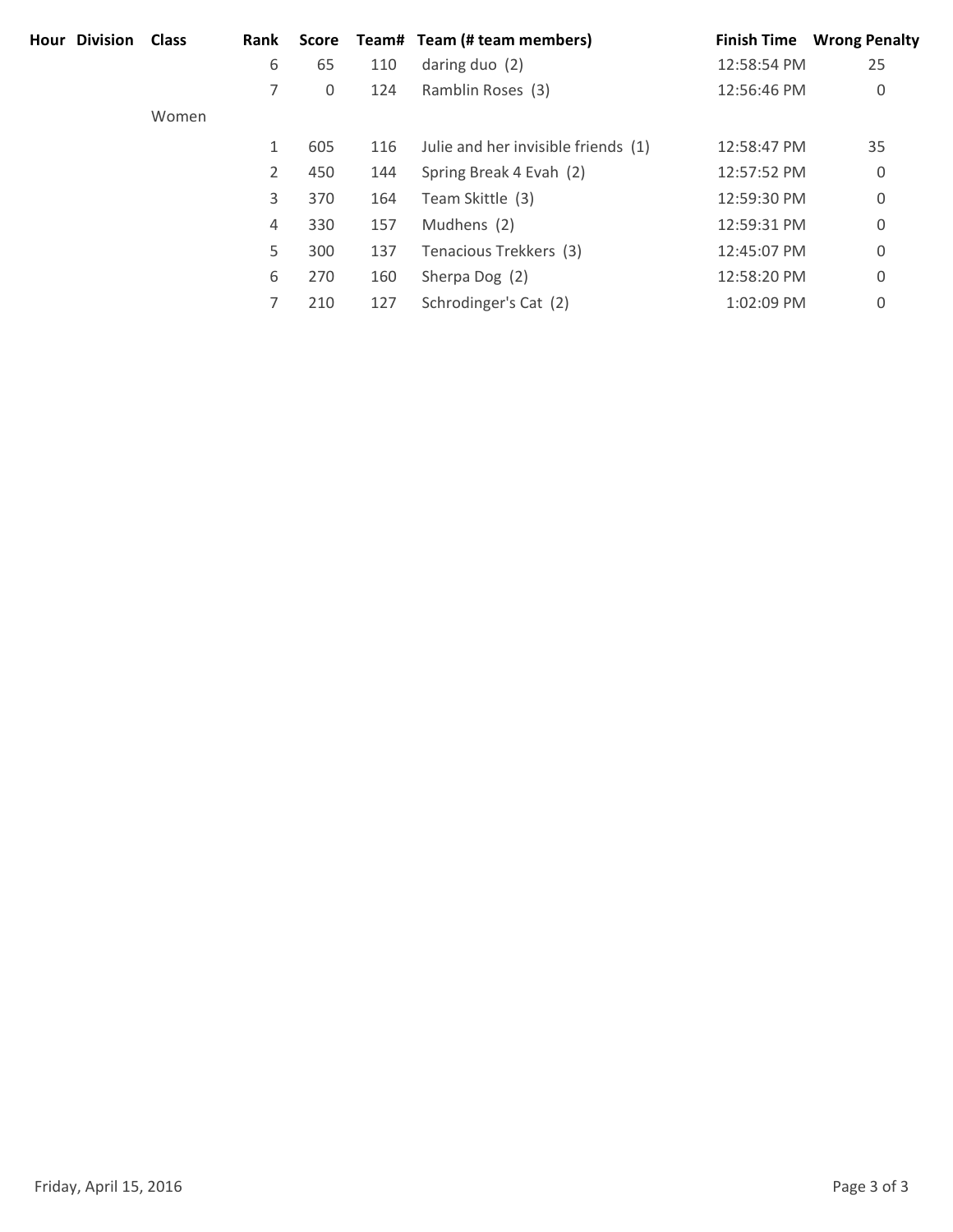| Hour | Division | Class | Rank | Score | Team# | Team (# team members) | Finish Time | Wrong Penalty |
|---|---|---|---|---|---|---|---|---|
| | | | 6 | 65 | 110 | daring duo (2) | 12:58:54 PM | 25 |
| | | | 7 | 0 | 124 | Ramblin Roses (3) | 12:56:46 PM | 0 |
| | | Women | | | | | | |
| | | | 1 | 605 | 116 | Julie and her invisible friends (1) | 12:58:47 PM | 35 |
| | | | 2 | 450 | 144 | Spring Break 4 Evah (2) | 12:57:52 PM | 0 |
| | | | 3 | 370 | 164 | Team Skittle (3) | 12:59:30 PM | 0 |
| | | | 4 | 330 | 157 | Mudhens (2) | 12:59:31 PM | 0 |
| | | | 5 | 300 | 137 | Tenacious Trekkers (3) | 12:45:07 PM | 0 |
| | | | 6 | 270 | 160 | Sherpa Dog (2) | 12:58:20 PM | 0 |
| | | | 7 | 210 | 127 | Schrodinger's Cat (2) | 1:02:09 PM | 0 |

Friday, April 15, 2016